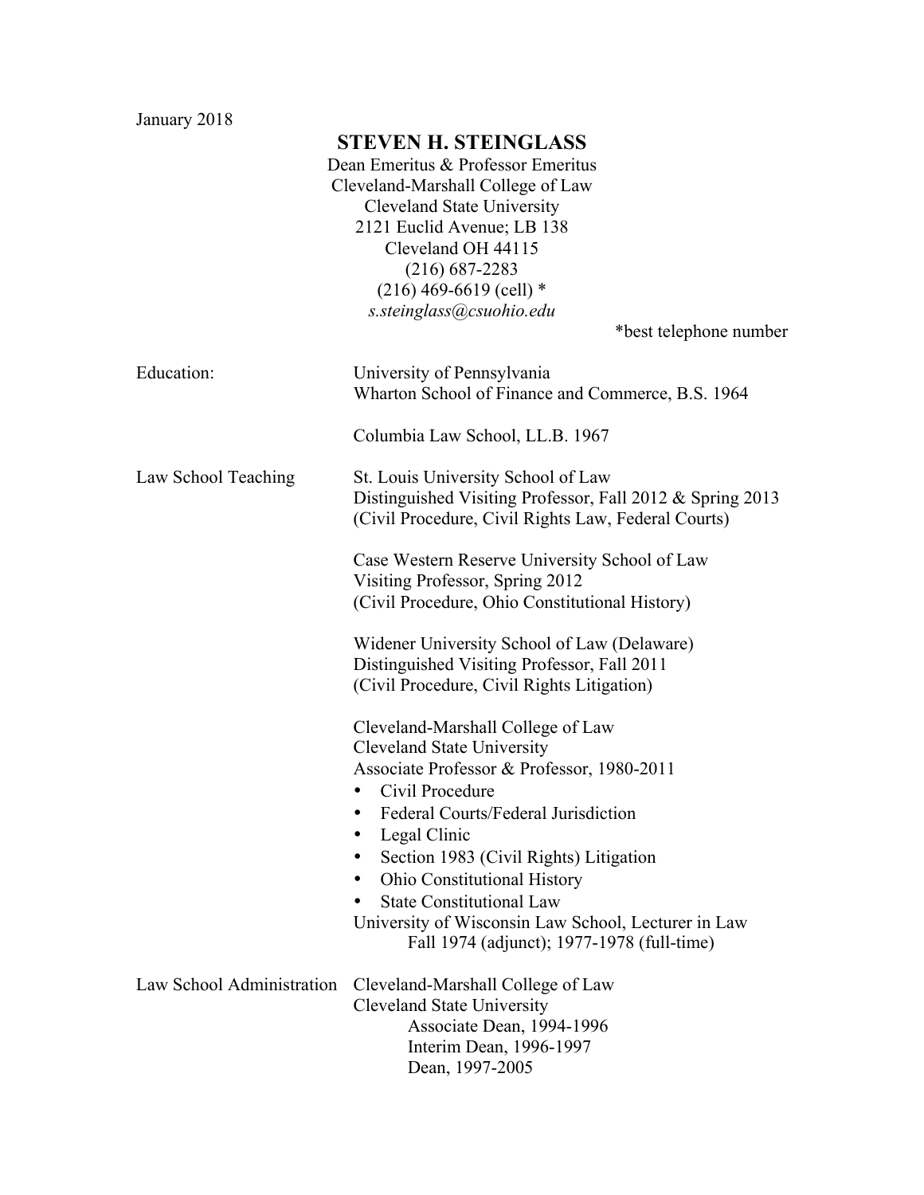January 2018

# STEVEN H. STEINGLASS

Dean Emeritus & Professor Emeritus
Cleveland-Marshall College of Law
Cleveland State University
2121 Euclid Avenue; LB 138
Cleveland OH 44115
(216) 687-2283
(216) 469-6619 (cell) *
*s.steinglass@csuohio.edu*

*best telephone number

**Education:**

University of Pennsylvania
Wharton School of Finance and Commerce, B.S. 1964

Columbia Law School, LL.B. 1967

**Law School Teaching**

St. Louis University School of Law
Distinguished Visiting Professor, Fall 2012 & Spring 2013
(Civil Procedure, Civil Rights Law, Federal Courts)

Case Western Reserve University School of Law
Visiting Professor, Spring 2012
(Civil Procedure, Ohio Constitutional History)

Widener University School of Law (Delaware)
Distinguished Visiting Professor, Fall 2011
(Civil Procedure, Civil Rights Litigation)

Cleveland-Marshall College of Law
Cleveland State University
Associate Professor & Professor, 1980-2011

- Civil Procedure
- Federal Courts/Federal Jurisdiction
- Legal Clinic
- Section 1983 (Civil Rights) Litigation
- Ohio Constitutional History
- State Constitutional Law

University of Wisconsin Law School, Lecturer in Law
Fall 1974 (adjunct); 1977-1978 (full-time)

**Law School Administration**

Cleveland-Marshall College of Law
Cleveland State University
Associate Dean, 1994-1996
Interim Dean, 1996-1997
Dean, 1997-2005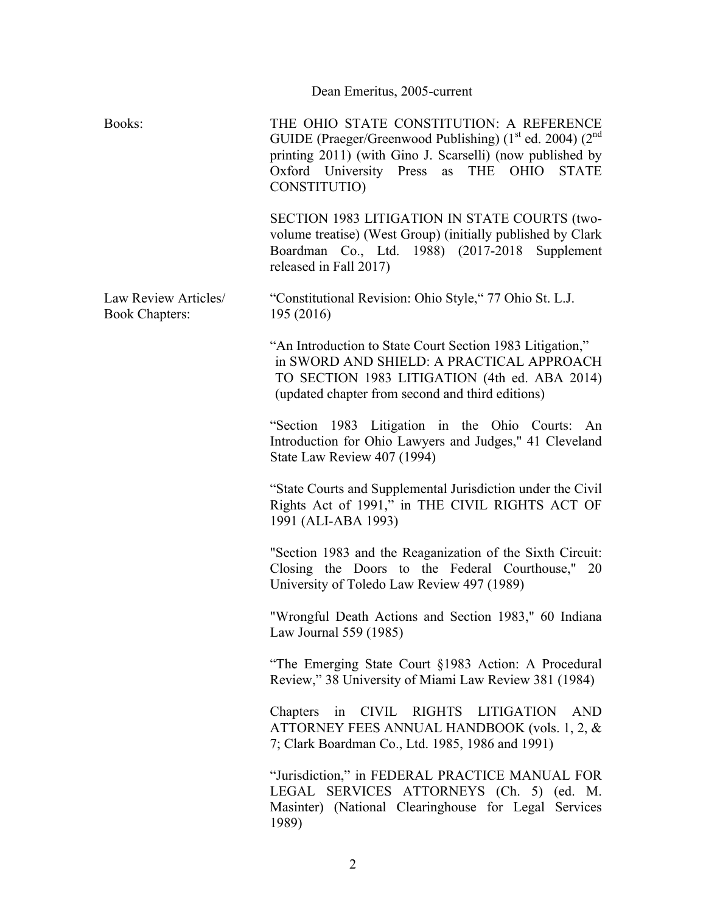Dean Emeritus, 2005-current

**Books:**

THE OHIO STATE CONSTITUTION: A REFERENCE GUIDE (Praeger/Greenwood Publishing) (1st ed. 2004) (2nd printing 2011) (with Gino J. Scarselli) (now published by Oxford University Press as THE OHIO STATE CONSTITUTIO)

SECTION 1983 LITIGATION IN STATE COURTS (two-volume treatise) (West Group) (initially published by Clark Boardman Co., Ltd. 1988) (2017-2018 Supplement released in Fall 2017)

**Law Review Articles/ Book Chapters:**

"Constitutional Revision: Ohio Style," 77 Ohio St. L.J. 195 (2016)

"An Introduction to State Court Section 1983 Litigation," in SWORD AND SHIELD: A PRACTICAL APPROACH TO SECTION 1983 LITIGATION (4th ed. ABA 2014) (updated chapter from second and third editions)

"Section 1983 Litigation in the Ohio Courts: An Introduction for Ohio Lawyers and Judges," 41 Cleveland State Law Review 407 (1994)

"State Courts and Supplemental Jurisdiction under the Civil Rights Act of 1991," in THE CIVIL RIGHTS ACT OF 1991 (ALI-ABA 1993)

"Section 1983 and the Reaganization of the Sixth Circuit: Closing the Doors to the Federal Courthouse," 20 University of Toledo Law Review 497 (1989)

"Wrongful Death Actions and Section 1983," 60 Indiana Law Journal 559 (1985)

"The Emerging State Court §1983 Action: A Procedural Review," 38 University of Miami Law Review 381 (1984)

Chapters in CIVIL RIGHTS LITIGATION AND ATTORNEY FEES ANNUAL HANDBOOK (vols. 1, 2, & 7; Clark Boardman Co., Ltd. 1985, 1986 and 1991)

"Jurisdiction," in FEDERAL PRACTICE MANUAL FOR LEGAL SERVICES ATTORNEYS (Ch. 5) (ed. M. Masinter) (National Clearinghouse for Legal Services 1989)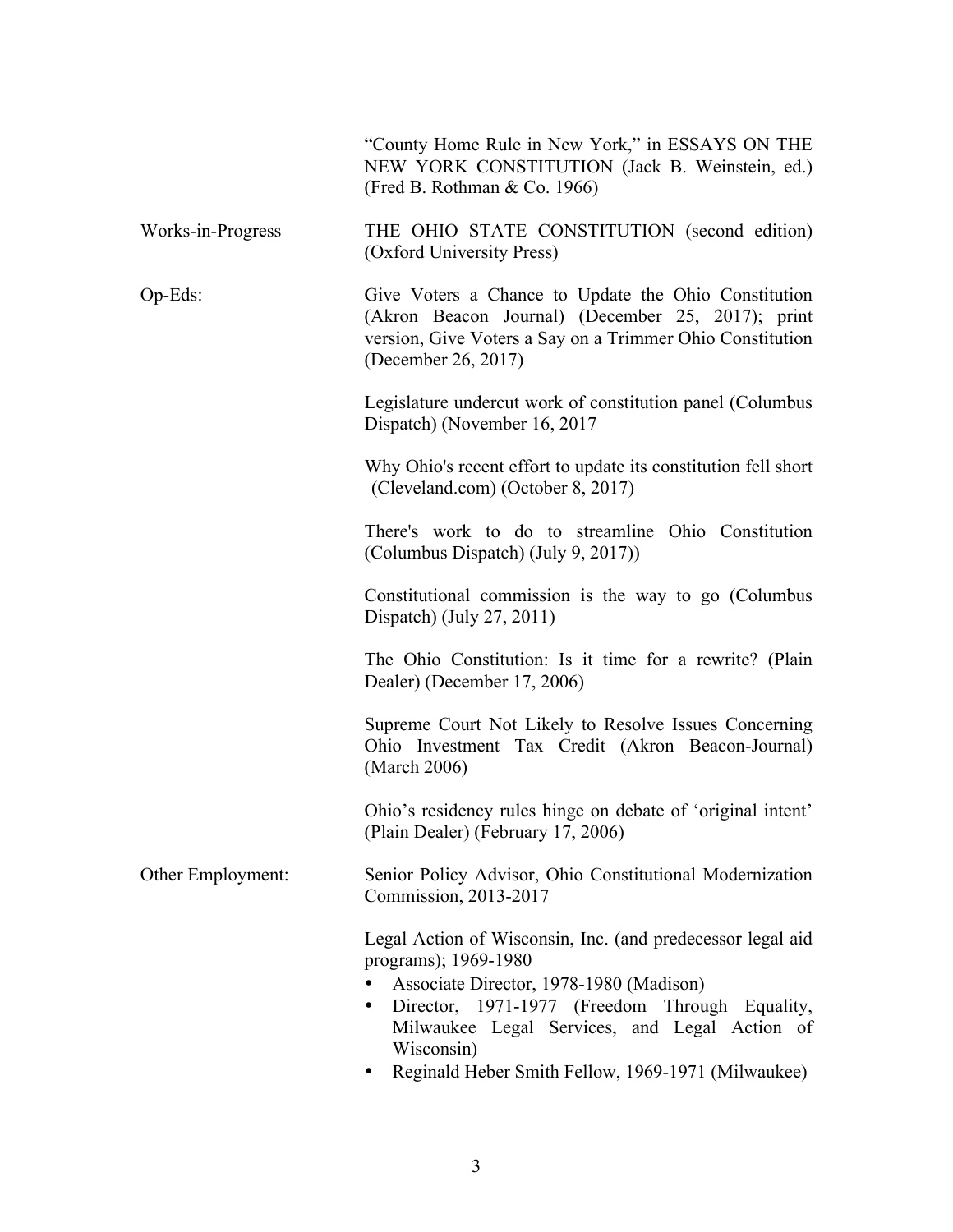"County Home Rule in New York," in ESSAYS ON THE NEW YORK CONSTITUTION (Jack B. Weinstein, ed.) (Fred B. Rothman & Co. 1966)

**Works-in-Progress**

THE OHIO STATE CONSTITUTION (second edition) (Oxford University Press)

**Op-Eds:**

Give Voters a Chance to Update the Ohio Constitution (Akron Beacon Journal) (December 25, 2017); print version, Give Voters a Say on a Trimmer Ohio Constitution (December 26, 2017)

Legislature undercut work of constitution panel (Columbus Dispatch) (November 16, 2017

Why Ohio's recent effort to update its constitution fell short (Cleveland.com) (October 8, 2017)

There's work to do to streamline Ohio Constitution (Columbus Dispatch) (July 9, 2017))

Constitutional commission is the way to go (Columbus Dispatch) (July 27, 2011)

The Ohio Constitution: Is it time for a rewrite? (Plain Dealer) (December 17, 2006)

Supreme Court Not Likely to Resolve Issues Concerning Ohio Investment Tax Credit (Akron Beacon-Journal) (March 2006)

Ohio's residency rules hinge on debate of 'original intent' (Plain Dealer) (February 17, 2006)

**Other Employment:**

Senior Policy Advisor, Ohio Constitutional Modernization Commission, 2013-2017

Legal Action of Wisconsin, Inc. (and predecessor legal aid programs); 1969-1980

- Associate Director, 1978-1980 (Madison)
- Director, 1971-1977 (Freedom Through Equality, Milwaukee Legal Services, and Legal Action of Wisconsin)
- Reginald Heber Smith Fellow, 1969-1971 (Milwaukee)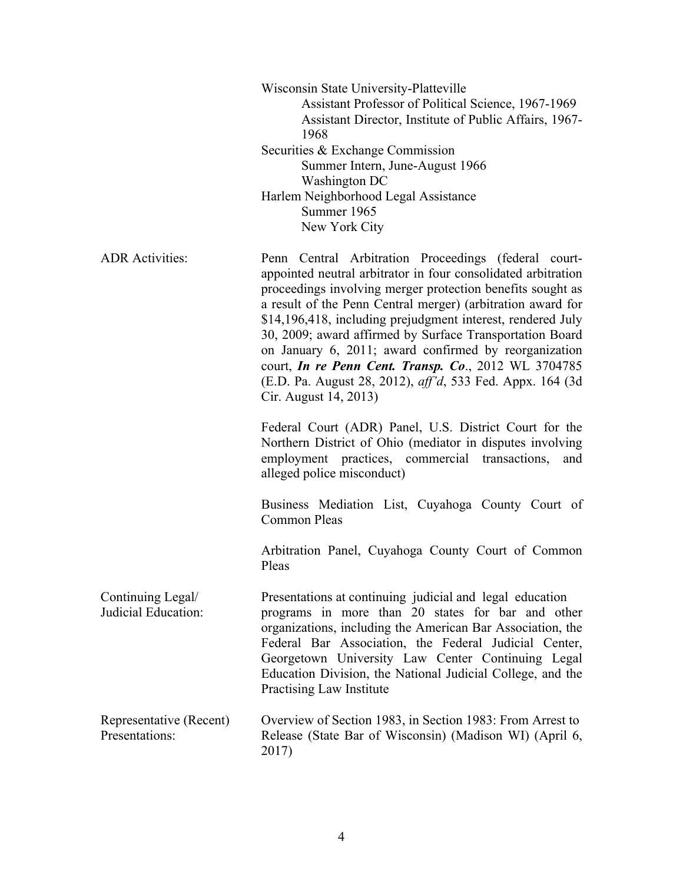Wisconsin State University-Platteville
- Assistant Professor of Political Science, 1967-1969
- Assistant Director, Institute of Public Affairs, 1967-1968

Securities & Exchange Commission
- Summer Intern, June-August 1966
- Washington DC

Harlem Neighborhood Legal Assistance
- Summer 1965
- New York City

**ADR Activities:**

Penn Central Arbitration Proceedings (federal court-appointed neutral arbitrator in four consolidated arbitration proceedings involving merger protection benefits sought as a result of the Penn Central merger) (arbitration award for $14,196,418, including prejudgment interest, rendered July 30, 2009; award affirmed by Surface Transportation Board on January 6, 2011; award confirmed by reorganization court, ***In re Penn Cent. Transp. Co***., 2012 WL 3704785 (E.D. Pa. August 28, 2012), *aff'd*, 533 Fed. Appx. 164 (3d Cir. August 14, 2013)

Federal Court (ADR) Panel, U.S. District Court for the Northern District of Ohio (mediator in disputes involving employment practices, commercial transactions, and alleged police misconduct)

Business Mediation List, Cuyahoga County Court of Common Pleas

Arbitration Panel, Cuyahoga County Court of Common Pleas

**Continuing Legal/ Judicial Education:**

Presentations at continuing judicial and legal education programs in more than 20 states for bar and other organizations, including the American Bar Association, the Federal Bar Association, the Federal Judicial Center, Georgetown University Law Center Continuing Legal Education Division, the National Judicial College, and the Practising Law Institute

**Representative (Recent) Presentations:**

Overview of Section 1983, in Section 1983: From Arrest to Release (State Bar of Wisconsin) (Madison WI) (April 6, 2017)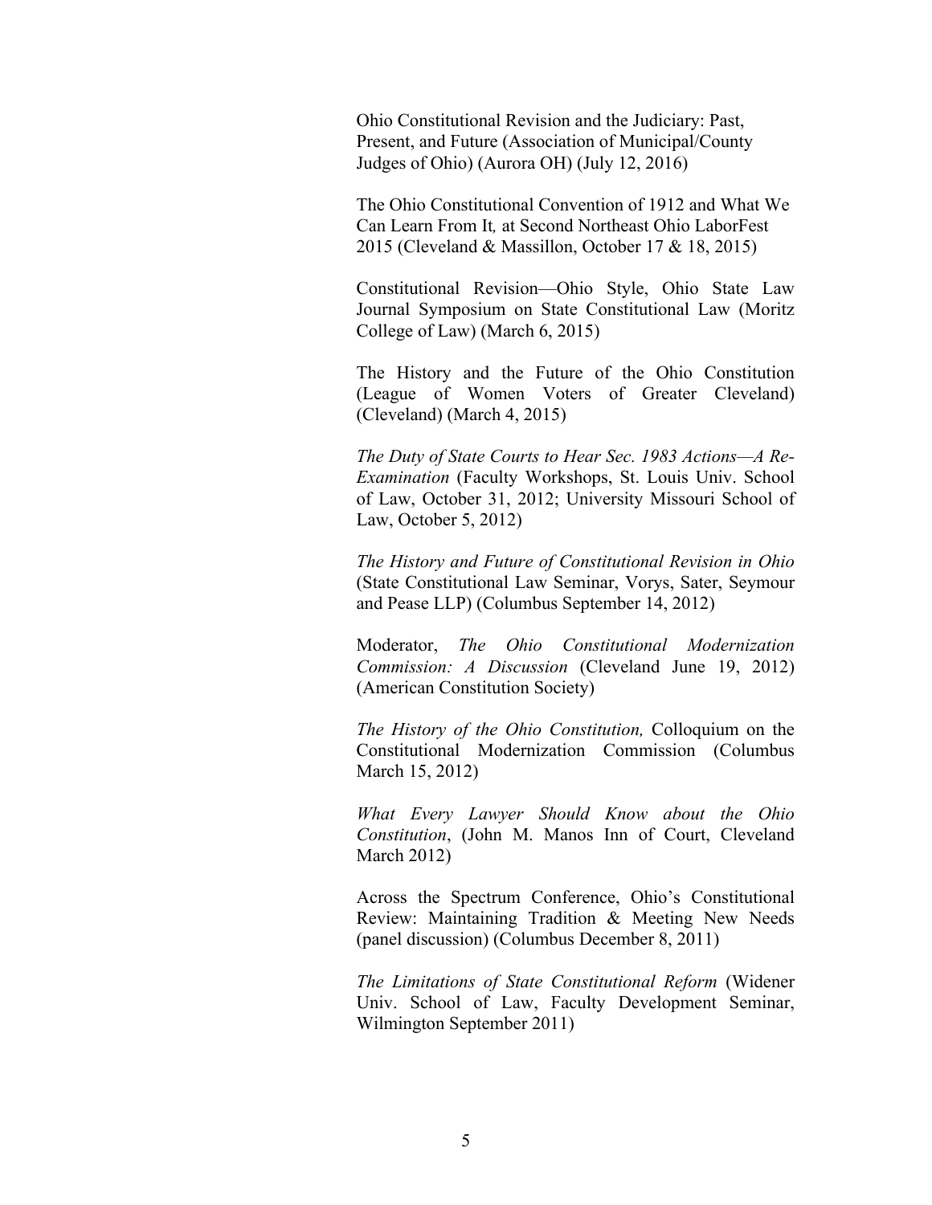Ohio Constitutional Revision and the Judiciary: Past, Present, and Future (Association of Municipal/County Judges of Ohio) (Aurora OH) (July 12, 2016)

The Ohio Constitutional Convention of 1912 and What We Can Learn From It*,* at Second Northeast Ohio LaborFest 2015 (Cleveland & Massillon, October 17 & 18, 2015)

Constitutional Revision—Ohio Style, Ohio State Law Journal Symposium on State Constitutional Law (Moritz College of Law) (March 6, 2015)

The History and the Future of the Ohio Constitution (League of Women Voters of Greater Cleveland) (Cleveland) (March 4, 2015)

*The Duty of State Courts to Hear Sec. 1983 Actions—A Re-Examination* (Faculty Workshops, St. Louis Univ. School of Law, October 31, 2012; University Missouri School of Law, October 5, 2012)

*The History and Future of Constitutional Revision in Ohio* (State Constitutional Law Seminar, Vorys, Sater, Seymour and Pease LLP) (Columbus September 14, 2012)

Moderator, *The Ohio Constitutional Modernization Commission: A Discussion* (Cleveland June 19, 2012) (American Constitution Society)

*The History of the Ohio Constitution,* Colloquium on the Constitutional Modernization Commission (Columbus March 15, 2012)

*What Every Lawyer Should Know about the Ohio Constitution*, (John M. Manos Inn of Court, Cleveland March 2012)

Across the Spectrum Conference, Ohio's Constitutional Review: Maintaining Tradition & Meeting New Needs (panel discussion) (Columbus December 8, 2011)

*The Limitations of State Constitutional Reform* (Widener Univ. School of Law, Faculty Development Seminar, Wilmington September 2011)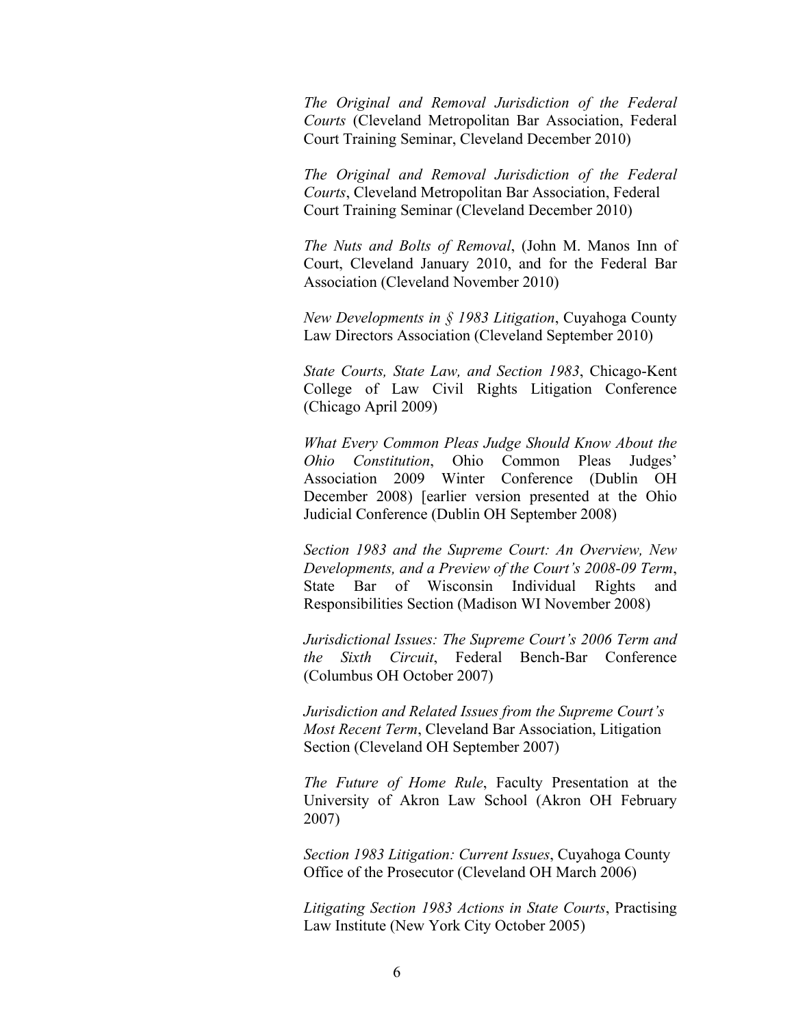*The Original and Removal Jurisdiction of the Federal Courts* (Cleveland Metropolitan Bar Association, Federal Court Training Seminar, Cleveland December 2010)

*The Original and Removal Jurisdiction of the Federal Courts*, Cleveland Metropolitan Bar Association, Federal Court Training Seminar (Cleveland December 2010)

*The Nuts and Bolts of Removal*, (John M. Manos Inn of Court, Cleveland January 2010, and for the Federal Bar Association (Cleveland November 2010)

*New Developments in § 1983 Litigation*, Cuyahoga County Law Directors Association (Cleveland September 2010)

*State Courts, State Law, and Section 1983*, Chicago-Kent College of Law Civil Rights Litigation Conference (Chicago April 2009)

*What Every Common Pleas Judge Should Know About the Ohio Constitution*, Ohio Common Pleas Judges' Association 2009 Winter Conference (Dublin OH December 2008) [earlier version presented at the Ohio Judicial Conference (Dublin OH September 2008)

*Section 1983 and the Supreme Court: An Overview, New Developments, and a Preview of the Court's 2008-09 Term*, State Bar of Wisconsin Individual Rights and Responsibilities Section (Madison WI November 2008)

*Jurisdictional Issues: The Supreme Court's 2006 Term and the Sixth Circuit*, Federal Bench-Bar Conference (Columbus OH October 2007)

*Jurisdiction and Related Issues from the Supreme Court's Most Recent Term*, Cleveland Bar Association, Litigation Section (Cleveland OH September 2007)

*The Future of Home Rule*, Faculty Presentation at the University of Akron Law School (Akron OH February 2007)

*Section 1983 Litigation: Current Issues*, Cuyahoga County Office of the Prosecutor (Cleveland OH March 2006)

*Litigating Section 1983 Actions in State Courts*, Practising Law Institute (New York City October 2005)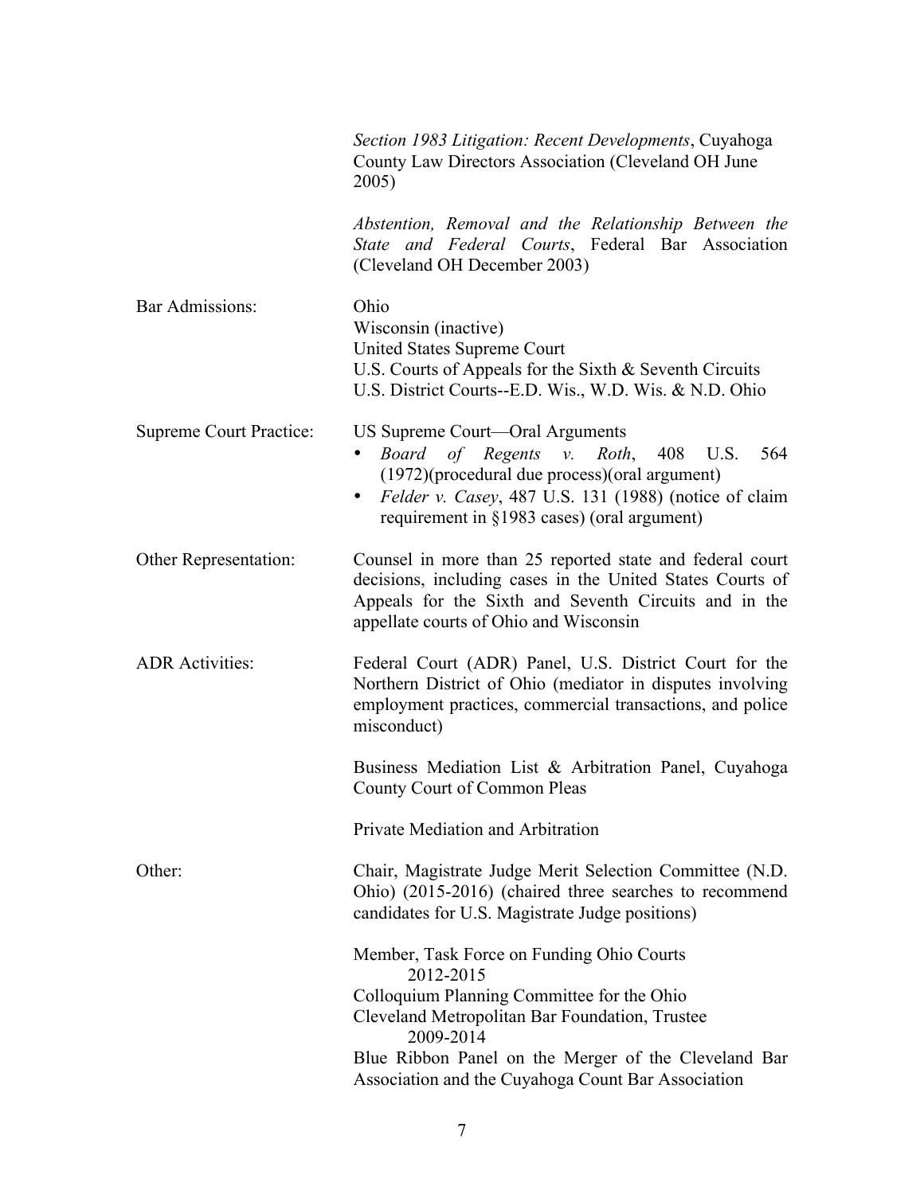*Section 1983 Litigation: Recent Developments*, Cuyahoga County Law Directors Association (Cleveland OH June 2005)

*Abstention, Removal and the Relationship Between the State and Federal Courts*, Federal Bar Association (Cleveland OH December 2003)

**Bar Admissions:**

Ohio
Wisconsin (inactive)
United States Supreme Court
U.S. Courts of Appeals for the Sixth & Seventh Circuits
U.S. District Courts--E.D. Wis., W.D. Wis. & N.D. Ohio

**Supreme Court Practice:**

US Supreme Court—Oral Arguments

- *Board of Regents v. Roth*, 408 U.S. 564 (1972)(procedural due process)(oral argument)
- *Felder v. Casey*, 487 U.S. 131 (1988) (notice of claim requirement in §1983 cases) (oral argument)

**Other Representation:**

Counsel in more than 25 reported state and federal court decisions, including cases in the United States Courts of Appeals for the Sixth and Seventh Circuits and in the appellate courts of Ohio and Wisconsin

**ADR Activities:**

Federal Court (ADR) Panel, U.S. District Court for the Northern District of Ohio (mediator in disputes involving employment practices, commercial transactions, and police misconduct)

Business Mediation List & Arbitration Panel, Cuyahoga County Court of Common Pleas

Private Mediation and Arbitration

**Other:**

Chair, Magistrate Judge Merit Selection Committee (N.D. Ohio) (2015-2016) (chaired three searches to recommend candidates for U.S. Magistrate Judge positions)

Member, Task Force on Funding Ohio Courts
2012-2015
Colloquium Planning Committee for the Ohio
Cleveland Metropolitan Bar Foundation, Trustee
2009-2014
Blue Ribbon Panel on the Merger of the Cleveland Bar Association and the Cuyahoga Count Bar Association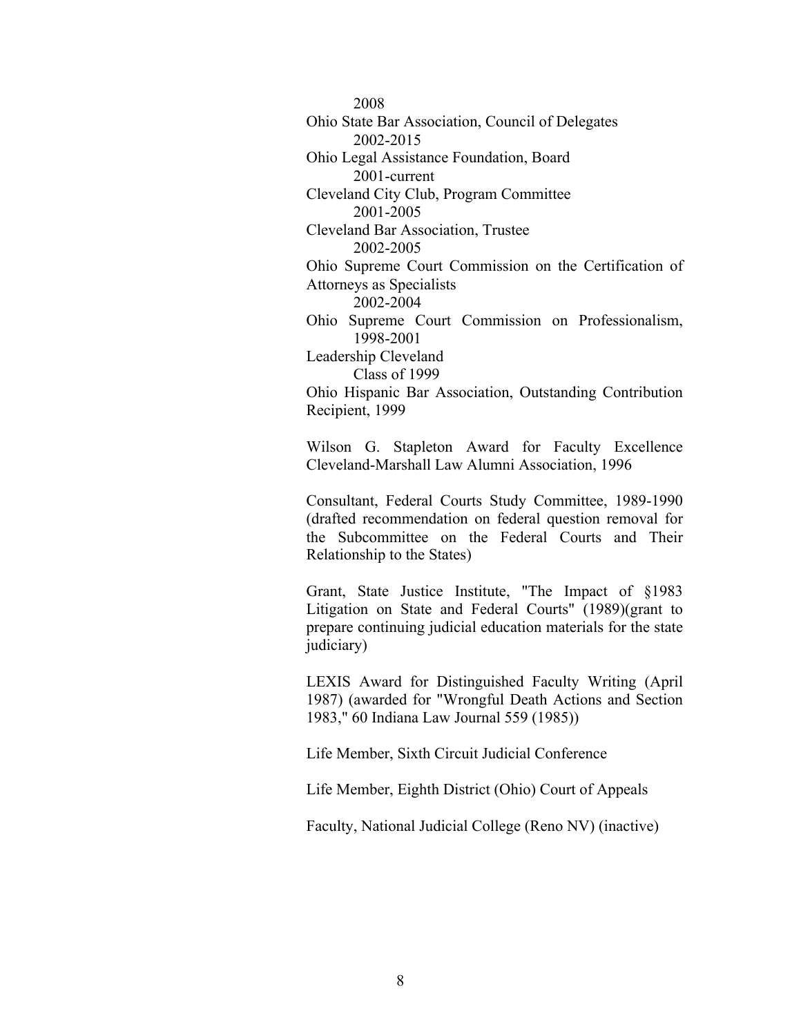2008

Ohio State Bar Association, Council of Delegates
2002-2015

Ohio Legal Assistance Foundation, Board
2001-current

Cleveland City Club, Program Committee
2001-2005

Cleveland Bar Association, Trustee
2002-2005

Ohio Supreme Court Commission on the Certification of Attorneys as Specialists
2002-2004

Ohio Supreme Court Commission on Professionalism,
1998-2001

Leadership Cleveland
Class of 1999

Ohio Hispanic Bar Association, Outstanding Contribution Recipient, 1999

Wilson G. Stapleton Award for Faculty Excellence Cleveland-Marshall Law Alumni Association, 1996

Consultant, Federal Courts Study Committee, 1989-1990 (drafted recommendation on federal question removal for the Subcommittee on the Federal Courts and Their Relationship to the States)

Grant, State Justice Institute, "The Impact of §1983 Litigation on State and Federal Courts" (1989)(grant to prepare continuing judicial education materials for the state judiciary)

LEXIS Award for Distinguished Faculty Writing (April 1987) (awarded for "Wrongful Death Actions and Section 1983," 60 Indiana Law Journal 559 (1985))

Life Member, Sixth Circuit Judicial Conference

Life Member, Eighth District (Ohio) Court of Appeals

Faculty, National Judicial College (Reno NV) (inactive)